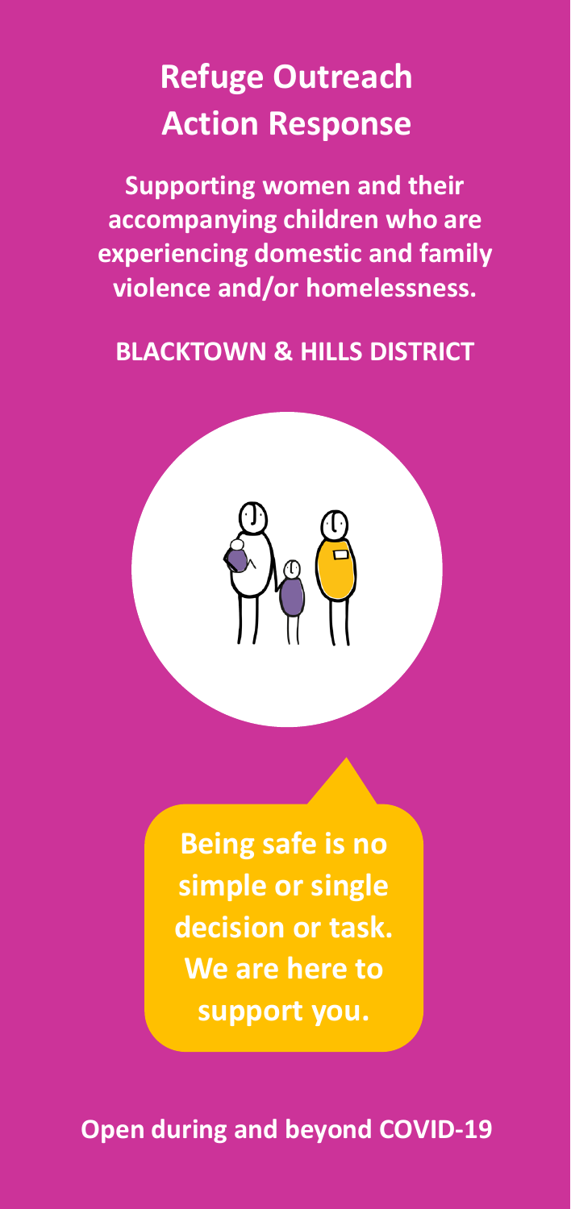# Refuge Outreach Action Response

**Supporting women and their accompanying children who are experiencing domestic and family violence and/or homelessness.**

**BLACKTOWN & HILLS DISTRICT**

**Being safe is no simple or single decision or task. We are here to support you.**

**Open during and beyond COVID-19**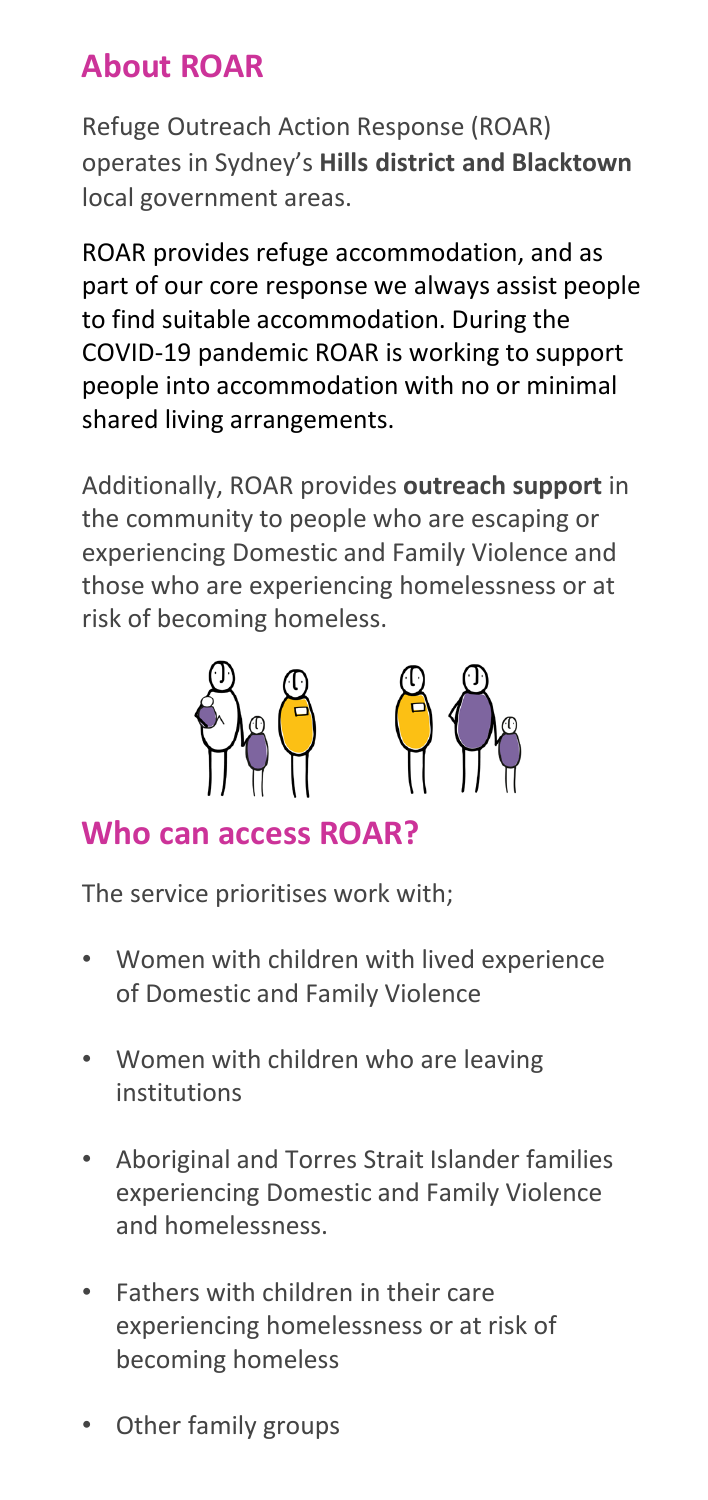## About ROAR

Refuge Outreach Action Response (ROAR) operates in Sydney's **Hills district and Blacktown** local government areas.

ROAR provides refuge accommodation, and as part of our core response we always assist people to find suitable accommodation. During the COVID-19 pandemic ROAR is working to support people into accommodation with no or minimal shared living arrangements.

Additionally, ROAR provides **outreach support** in the community to people who are escaping or experiencing Domestic and Family Violence and those who are experiencing homelessness or at risk of becoming homeless.

## Who can access ROAR?

The service prioritises work with;

- Women with children with lived experience of Domestic and Family Violence
- Women with children who are leaving institutions
- Aboriginal and Torres Strait Islander families experiencing Domestic and Family Violence and homelessness.
- Fathers with children in their care experiencing homelessness or at risk of becoming homeless
- Other family groups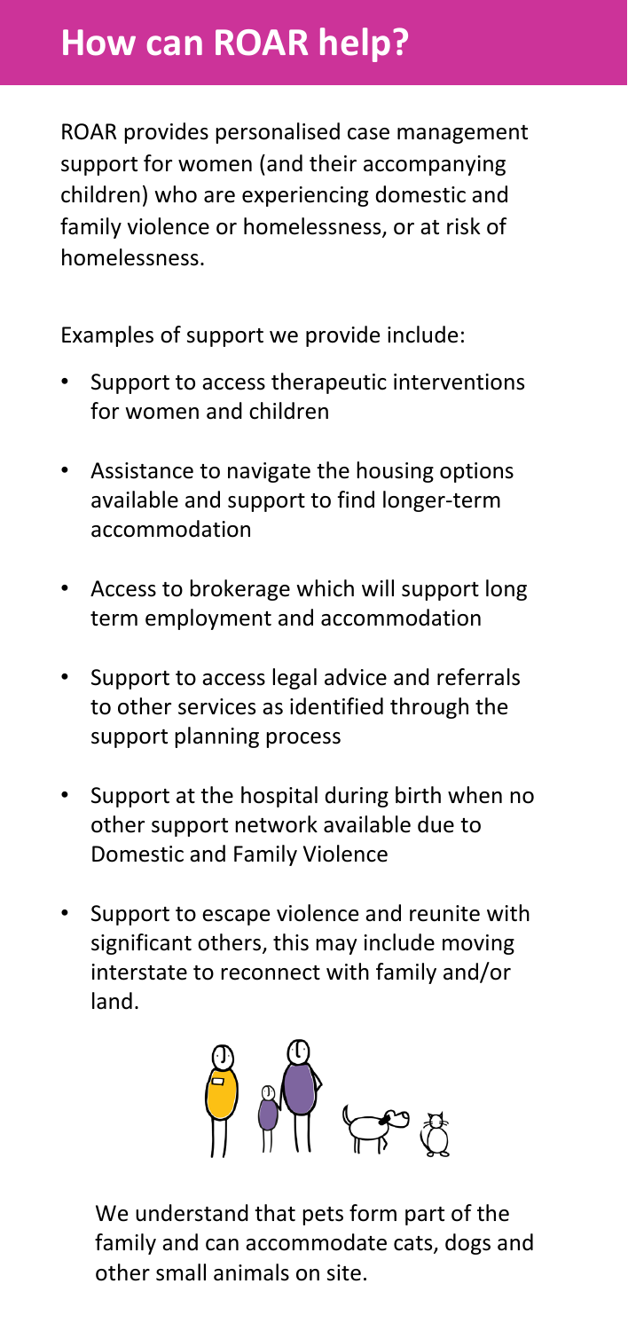## How can ROAR help?

ROAR provides personalised case management support for women (and their accompanying children) who are experiencing domestic and family violence or homelessness, or at risk of homelessness.

Examples of support we provide include:

- Support to access therapeutic interventions for women and children
- Assistance to navigate the housing options available and support to find longer-term accommodation
- Access to brokerage which will support long term employment and accommodation
- Support to access legal advice and referrals to other services as identified through the support planning process
- Support at the hospital during birth when no other support network available due to Domestic and Family Violence
- Support to escape violence and reunite with significant others, this may include moving interstate to reconnect with family and/or land.

We understand that pets form part of the family and can accommodate cats, dogs and other small animals on site.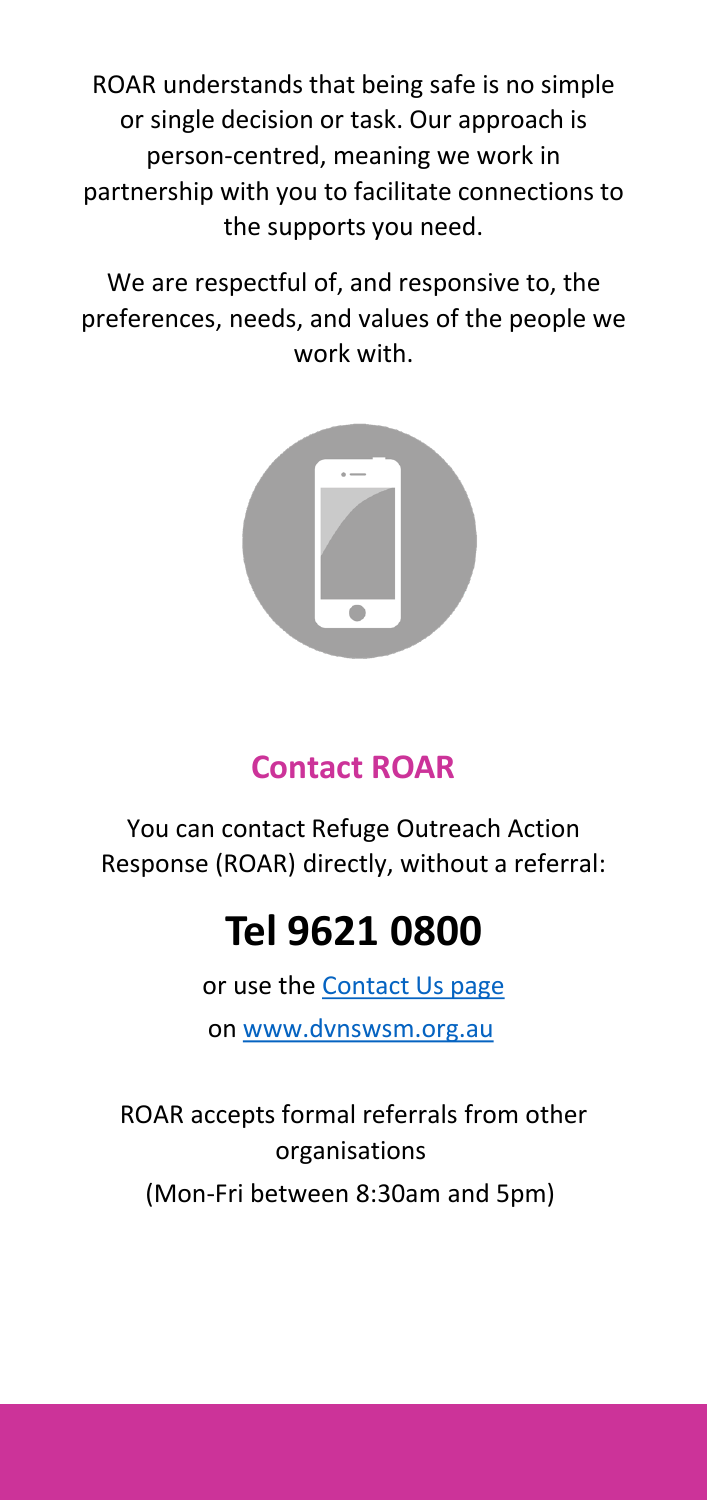ROAR understands that being safe is no simple or single decision or task. Our approach is person-centred, meaning we work in partnership with you to facilitate connections to the supports you need.

We are respectful of, and responsive to, the preferences, needs, and values of the people we work with.

## Contact ROAR

You can contact Refuge Outreach Action Response (ROAR) directly, without a referral:

# Tel 9621 0800

or use the [Contact Us page](www.dvnswsm.org.au)

on [www.dvnswsm.org.au](www.dvnswsm.org.au)

ROAR accepts formal referrals from other organisations

(Mon-Fri between 8:30am and 5pm)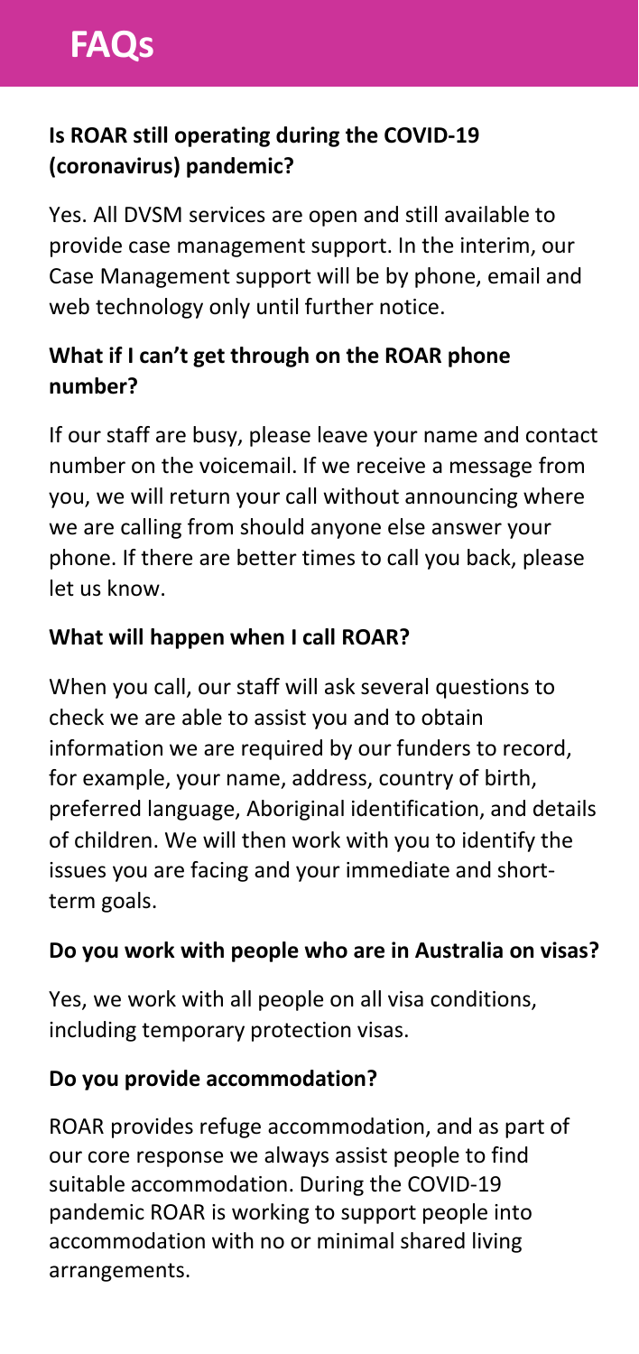# FAQs

### Is ROAR still operating during the COVID-19 (coronavirus) pandemic?

Yes. All DVSM services are open and still available to provide case management support. In the interim, our Case Management support will be by phone, email and web technology only until further notice.

### What if I can't get through on the ROAR phone number?

If our staff are busy, please leave your name and contact number on the voicemail. If we receive a message from you, we will return your call without announcing where we are calling from should anyone else answer your phone. If there are better times to call you back, please let us know.

### What will happen when I call ROAR?

When you call, our staff will ask several questions to check we are able to assist you and to obtain information we are required by our funders to record, for example, your name, address, country of birth, preferred language, Aboriginal identification, and details of children. We will then work with you to identify the issues you are facing and your immediate and short-term goals.

### Do you work with people who are in Australia on visas?

Yes, we work with all people on all visa conditions, including temporary protection visas.

### Do you provide accommodation?

ROAR provides refuge accommodation, and as part of our core response we always assist people to find suitable accommodation. During the COVID-19 pandemic ROAR is working to support people into accommodation with no or minimal shared living arrangements.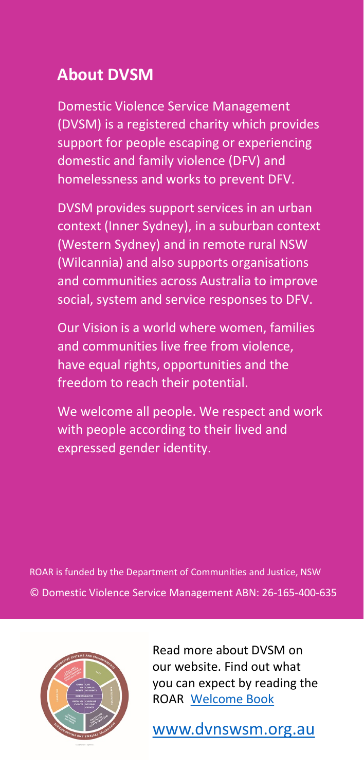## About DVSM

Domestic Violence Service Management (DVSM) is a registered charity which provides support for people escaping or experiencing domestic and family violence (DFV) and homelessness and works to prevent DFV.

DVSM provides support services in an urban context (Inner Sydney), in a suburban context (Western Sydney) and in remote rural NSW (Wilcannia) and also supports organisations and communities across Australia to improve social, system and service responses to DFV.

Our Vision is a world where women, families and communities live free from violence, have equal rights, opportunities and the freedom to reach their potential.

We welcome all people. We respect and work with people according to their lived and expressed gender identity.

ROAR is funded by the Department of Communities and Justice, NSW

© Domestic Violence Service Management ABN: 26-165-400-635

Read more about DVSM on our website. Find out what you can expect by reading the ROAR Welcome Book

www.dvnswsm.org.au